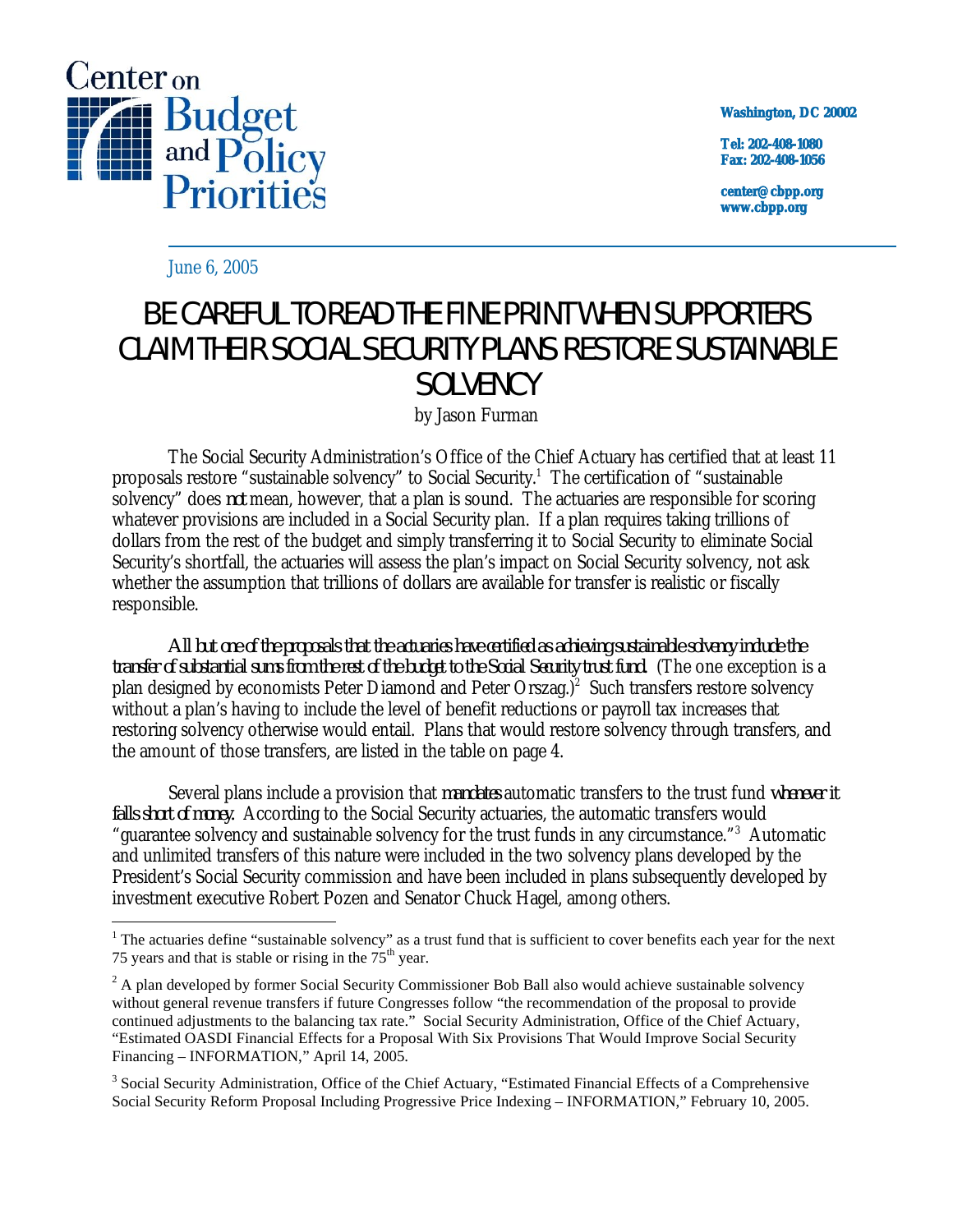Center on Budget and Policy Priorities

Washington, DC 20002

Tel: 202-408-1080
Fax: 202-408-1056

center@cbpp.org
www.cbpp.org

June 6, 2005

# BE CAREFUL TO READ THE FINE PRINT WHEN SUPPORTERS CLAIM THEIR SOCIAL SECURITY PLANS RESTORE SUSTAINABLE SOLVENCY

by Jason Furman

The Social Security Administration's Office of the Chief Actuary has certified that at least 11 proposals restore "sustainable solvency" to Social Security.[1] The certification of "sustainable solvency" does *not* mean, however, that a plan is sound. The actuaries are responsible for scoring whatever provisions are included in a Social Security plan. If a plan requires taking trillions of dollars from the rest of the budget and simply transferring it to Social Security to eliminate Social Security's shortfall, the actuaries will assess the plan's impact on Social Security solvency, not ask whether the assumption that trillions of dollars are available for transfer is realistic or fiscally responsible.

*All but one of the proposals that the actuaries have certified as achieving sustainable solvency include the transfer of substantial sums from the rest of the budget to the Social Security trust fund.* (The one exception is a plan designed by economists Peter Diamond and Peter Orszag.)[2] Such transfers restore solvency without a plan's having to include the level of benefit reductions or payroll tax increases that restoring solvency otherwise would entail. Plans that would restore solvency through transfers, and the amount of those transfers, are listed in the table on page 4.

Several plans include a provision that *mandates* automatic transfers to the trust fund *whenever it falls short of money.* According to the Social Security actuaries, the automatic transfers would "guarantee solvency and sustainable solvency for the trust funds in any circumstance."[3] Automatic and unlimited transfers of this nature were included in the two solvency plans developed by the President's Social Security commission and have been included in plans subsequently developed by investment executive Robert Pozen and Senator Chuck Hagel, among others.

[1] The actuaries define "sustainable solvency" as a trust fund that is sufficient to cover benefits each year for the next 75 years and that is stable or rising in the 75th year.

[2] A plan developed by former Social Security Commissioner Bob Ball also would achieve sustainable solvency without general revenue transfers if future Congresses follow "the recommendation of the proposal to provide continued adjustments to the balancing tax rate." Social Security Administration, Office of the Chief Actuary, "Estimated OASDI Financial Effects for a Proposal With Six Provisions That Would Improve Social Security Financing – INFORMATION," April 14, 2005.

[3] Social Security Administration, Office of the Chief Actuary, "Estimated Financial Effects of a Comprehensive Social Security Reform Proposal Including Progressive Price Indexing – INFORMATION," February 10, 2005.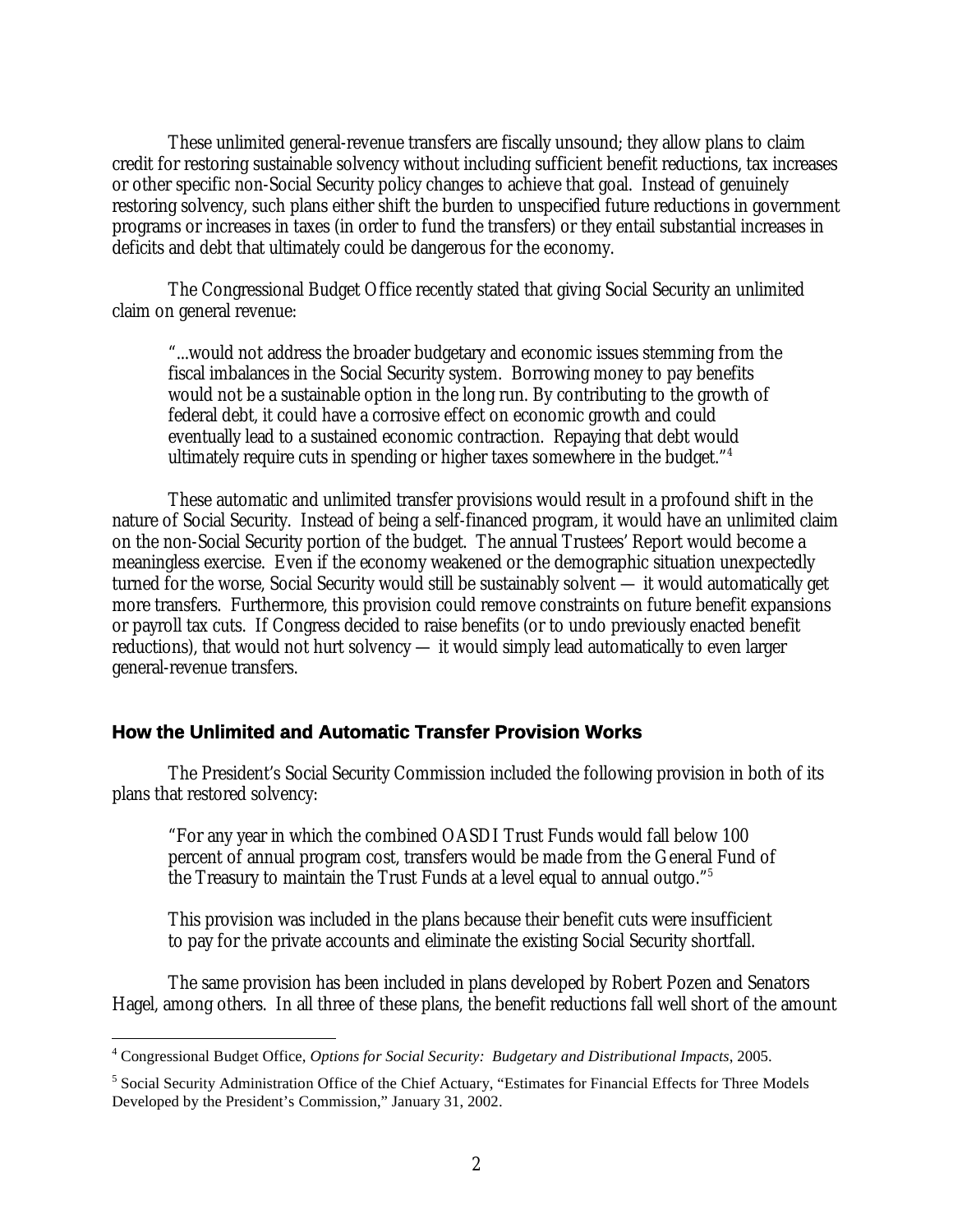These unlimited general-revenue transfers are fiscally unsound; they allow plans to claim credit for restoring sustainable solvency without including sufficient benefit reductions, tax increases or other specific non-Social Security policy changes to achieve that goal. Instead of genuinely restoring solvency, such plans either shift the burden to unspecified future reductions in government programs or increases in taxes (in order to fund the transfers) or they entail substantial increases in deficits and debt that ultimately could be dangerous for the economy.

The Congressional Budget Office recently stated that giving Social Security an unlimited claim on general revenue:

> "...would not address the broader budgetary and economic issues stemming from the fiscal imbalances in the Social Security system. Borrowing money to pay benefits would not be a sustainable option in the long run. By contributing to the growth of federal debt, it could have a corrosive effect on economic growth and could eventually lead to a sustained economic contraction. Repaying that debt would ultimately require cuts in spending or higher taxes somewhere in the budget."[4]

These automatic and unlimited transfer provisions would result in a profound shift in the nature of Social Security. Instead of being a self-financed program, it would have an unlimited claim on the non-Social Security portion of the budget. The annual Trustees' Report would become a meaningless exercise. Even if the economy weakened or the demographic situation unexpectedly turned for the worse, Social Security would still be sustainably solvent — it would automatically get more transfers. Furthermore, this provision could remove constraints on future benefit expansions or payroll tax cuts. If Congress decided to raise benefits (or to undo previously enacted benefit reductions), that would not hurt solvency — it would simply lead automatically to even larger general-revenue transfers.

### How the Unlimited and Automatic Transfer Provision Works

The President's Social Security Commission included the following provision in both of its plans that restored solvency:

> "For any year in which the combined OASDI Trust Funds would fall below 100 percent of annual program cost, transfers would be made from the General Fund of the Treasury to maintain the Trust Funds at a level equal to annual outgo."[5]
>
> This provision was included in the plans because their benefit cuts were insufficient to pay for the private accounts and eliminate the existing Social Security shortfall.

The same provision has been included in plans developed by Robert Pozen and Senators Hagel, among others. In all three of these plans, the benefit reductions fall well short of the amount

---

[4] Congressional Budget Office, *Options for Social Security: Budgetary and Distributional Impacts*, 2005.

[5] Social Security Administration Office of the Chief Actuary, "Estimates for Financial Effects for Three Models Developed by the President's Commission," January 31, 2002.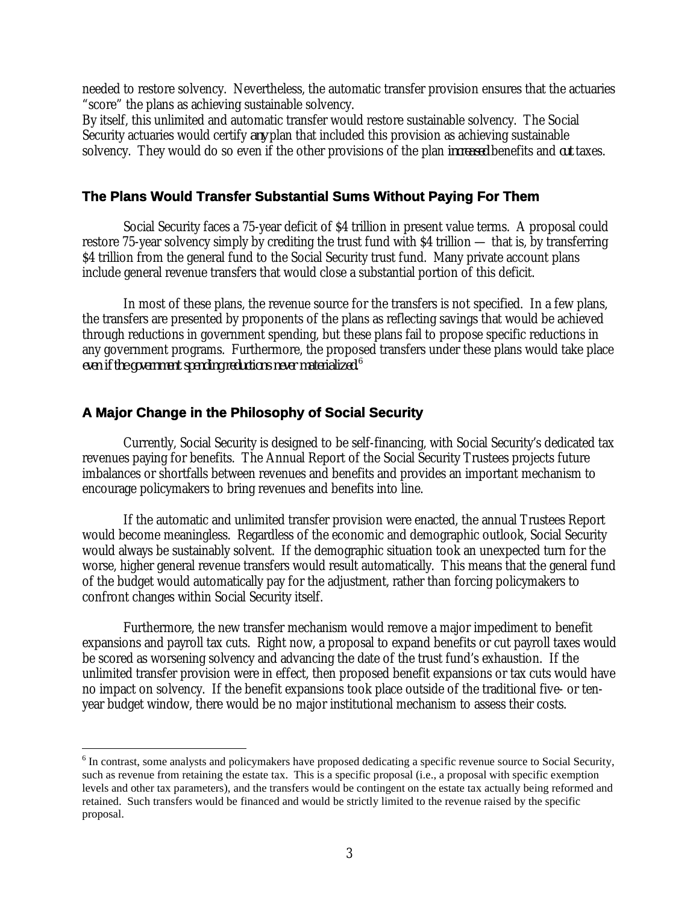needed to restore solvency. Nevertheless, the automatic transfer provision ensures that the actuaries "score" the plans as achieving sustainable solvency.

By itself, this unlimited and automatic transfer would restore sustainable solvency. The Social Security actuaries would certify *any* plan that included this provision as achieving sustainable solvency. They would do so even if the other provisions of the plan *increased* benefits and *cut* taxes.

## The Plans Would Transfer Substantial Sums Without Paying For Them

Social Security faces a 75-year deficit of $4 trillion in present value terms. A proposal could restore 75-year solvency simply by crediting the trust fund with $4 trillion — that is, by transferring $4 trillion from the general fund to the Social Security trust fund. Many private account plans include general revenue transfers that would close a substantial portion of this deficit.

In most of these plans, the revenue source for the transfers is not specified. In a few plans, the transfers are presented by proponents of the plans as reflecting savings that would be achieved through reductions in government spending, but these plans fail to propose specific reductions in any government programs. Furthermore, the proposed transfers under these plans would take place *even if the government spending reductions never materialized.*[6]

## A Major Change in the Philosophy of Social Security

Currently, Social Security is designed to be self-financing, with Social Security's dedicated tax revenues paying for benefits. The Annual Report of the Social Security Trustees projects future imbalances or shortfalls between revenues and benefits and provides an important mechanism to encourage policymakers to bring revenues and benefits into line.

If the automatic and unlimited transfer provision were enacted, the annual Trustees Report would become meaningless. Regardless of the economic and demographic outlook, Social Security would always be sustainably solvent. If the demographic situation took an unexpected turn for the worse, higher general revenue transfers would result automatically. This means that the general fund of the budget would automatically pay for the adjustment, rather than forcing policymakers to confront changes within Social Security itself.

Furthermore, the new transfer mechanism would remove a major impediment to benefit expansions and payroll tax cuts. Right now, a proposal to expand benefits or cut payroll taxes would be scored as worsening solvency and advancing the date of the trust fund's exhaustion. If the unlimited transfer provision were in effect, then proposed benefit expansions or tax cuts would have no impact on solvency. If the benefit expansions took place outside of the traditional five- or ten-year budget window, there would be no major institutional mechanism to assess their costs.

---

[6] In contrast, some analysts and policymakers have proposed dedicating a specific revenue source to Social Security, such as revenue from retaining the estate tax. This is a specific proposal (i.e., a proposal with specific exemption levels and other tax parameters), and the transfers would be contingent on the estate tax actually being reformed and retained. Such transfers would be financed and would be strictly limited to the revenue raised by the specific proposal.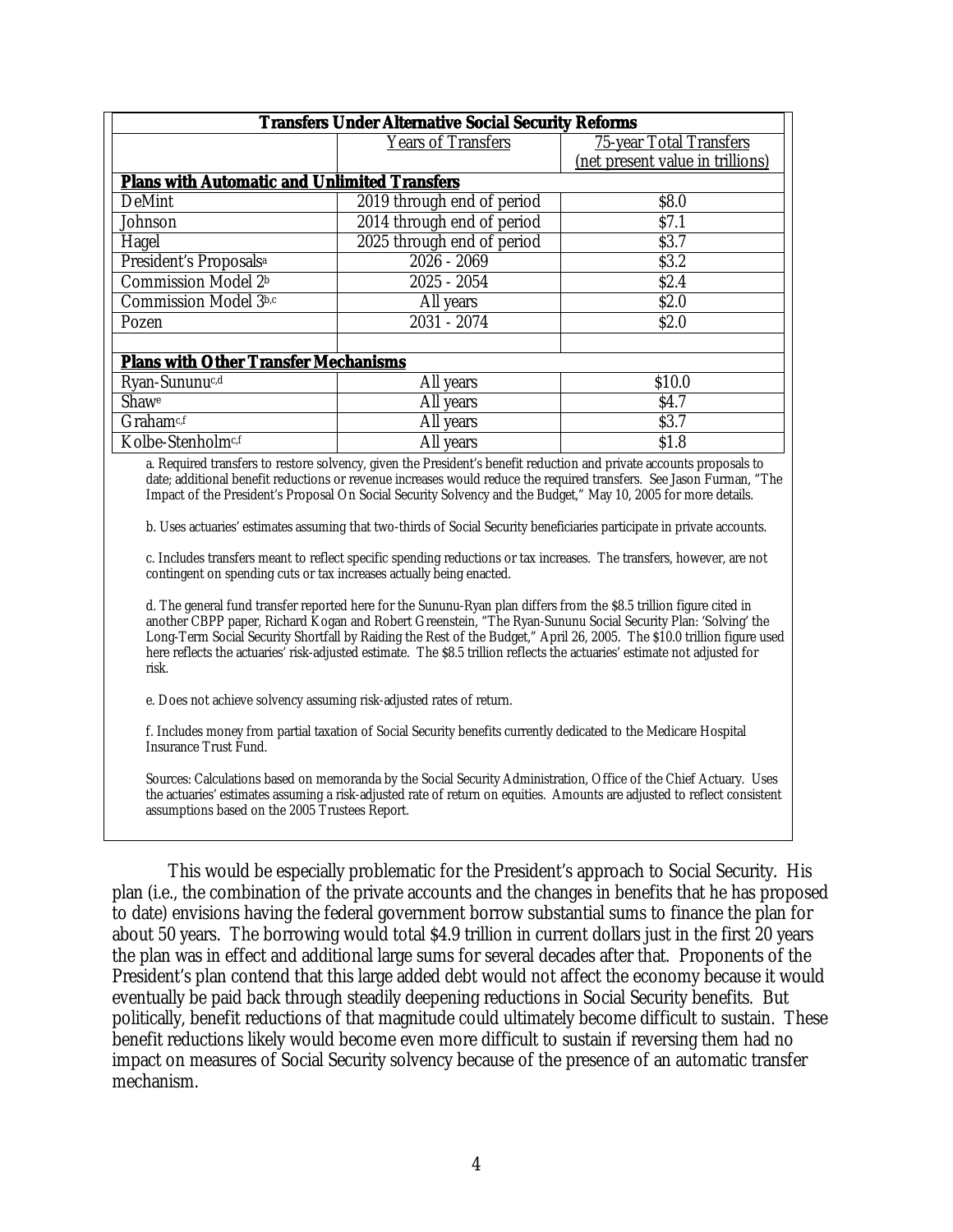| Transfers Under Alternative Social Security Reforms | | |
|---|---|---|
| | Years of Transfers | 75-year Total Transfers (net present value in trillions) |
| **Plans with Automatic and Unlimited Transfers** | | |
| DeMint | 2019 through end of period | $8.0 |
| Johnson | 2014 through end of period | $7.1 |
| Hagel | 2025 through end of period | $3.7 |
| President's Proposals[a] | 2026 - 2069 | $3.2 |
| Commission Model 2[b] | 2025 - 2054 | $2.4 |
| Commission Model 3[b,c] | All years | $2.0 |
| Pozen | 2031 - 2074 | $2.0 |
| | | |
| **Plans with Other Transfer Mechanisms** | | |
| Ryan-Sununu[c,d] | All years | $10.0 |
| Shaw[e] | All years | $4.7 |
| Graham[c,f] | All years | $3.7 |
| Kolbe-Stenholm[c,f] | All years | $1.8 |

a. Required transfers to restore solvency, given the President's benefit reduction and private accounts proposals to date; additional benefit reductions or revenue increases would reduce the required transfers. See Jason Furman, "The Impact of the President's Proposal On Social Security Solvency and the Budget," May 10, 2005 for more details.

b. Uses actuaries' estimates assuming that two-thirds of Social Security beneficiaries participate in private accounts.

c. Includes transfers meant to reflect specific spending reductions or tax increases. The transfers, however, are not contingent on spending cuts or tax increases actually being enacted.

d. The general fund transfer reported here for the Sununu-Ryan plan differs from the $8.5 trillion figure cited in another CBPP paper, Richard Kogan and Robert Greenstein, "The Ryan-Sununu Social Security Plan: 'Solving' the Long-Term Social Security Shortfall by Raiding the Rest of the Budget," April 26, 2005. The $10.0 trillion figure used here reflects the actuaries' risk-adjusted estimate. The $8.5 trillion reflects the actuaries' estimate not adjusted for risk.

e. Does not achieve solvency assuming risk-adjusted rates of return.

f. Includes money from partial taxation of Social Security benefits currently dedicated to the Medicare Hospital Insurance Trust Fund.

Sources: Calculations based on memoranda by the Social Security Administration, Office of the Chief Actuary. Uses the actuaries' estimates assuming a risk-adjusted rate of return on equities. Amounts are adjusted to reflect consistent assumptions based on the 2005 Trustees Report.

This would be especially problematic for the President's approach to Social Security. His plan (i.e., the combination of the private accounts and the changes in benefits that he has proposed to date) envisions having the federal government borrow substantial sums to finance the plan for about 50 years. The borrowing would total $4.9 trillion in current dollars just in the first 20 years the plan was in effect and additional large sums for several decades after that. Proponents of the President's plan contend that this large added debt would not affect the economy because it would eventually be paid back through steadily deepening reductions in Social Security benefits. But politically, benefit reductions of that magnitude could ultimately become difficult to sustain. These benefit reductions likely would become even more difficult to sustain if reversing them had no impact on measures of Social Security solvency because of the presence of an automatic transfer mechanism.